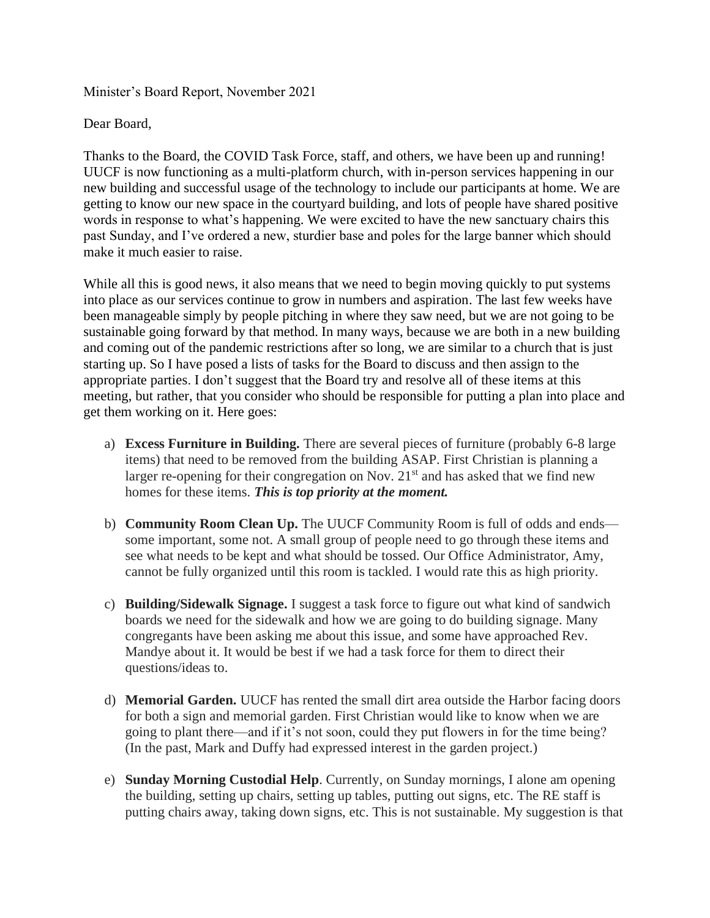Minister's Board Report, November 2021

Dear Board,

Thanks to the Board, the COVID Task Force, staff, and others, we have been up and running! UUCF is now functioning as a multi-platform church, with in-person services happening in our new building and successful usage of the technology to include our participants at home. We are getting to know our new space in the courtyard building, and lots of people have shared positive words in response to what's happening. We were excited to have the new sanctuary chairs this past Sunday, and I've ordered a new, sturdier base and poles for the large banner which should make it much easier to raise.

While all this is good news, it also means that we need to begin moving quickly to put systems into place as our services continue to grow in numbers and aspiration. The last few weeks have been manageable simply by people pitching in where they saw need, but we are not going to be sustainable going forward by that method. In many ways, because we are both in a new building and coming out of the pandemic restrictions after so long, we are similar to a church that is just starting up. So I have posed a lists of tasks for the Board to discuss and then assign to the appropriate parties. I don't suggest that the Board try and resolve all of these items at this meeting, but rather, that you consider who should be responsible for putting a plan into place and get them working on it. Here goes:

a) **Excess Furniture in Building.** There are several pieces of furniture (probably 6-8 large items) that need to be removed from the building ASAP. First Christian is planning a larger re-opening for their congregation on Nov. 21st and has asked that we find new homes for these items. ***This is top priority at the moment.***

b) **Community Room Clean Up.** The UUCF Community Room is full of odds and ends—some important, some not. A small group of people need to go through these items and see what needs to be kept and what should be tossed. Our Office Administrator, Amy, cannot be fully organized until this room is tackled. I would rate this as high priority.

c) **Building/Sidewalk Signage.** I suggest a task force to figure out what kind of sandwich boards we need for the sidewalk and how we are going to do building signage. Many congregants have been asking me about this issue, and some have approached Rev. Mandye about it. It would be best if we had a task force for them to direct their questions/ideas to.

d) **Memorial Garden.** UUCF has rented the small dirt area outside the Harbor facing doors for both a sign and memorial garden. First Christian would like to know when we are going to plant there—and if it's not soon, could they put flowers in for the time being? (In the past, Mark and Duffy had expressed interest in the garden project.)

e) **Sunday Morning Custodial Help**. Currently, on Sunday mornings, I alone am opening the building, setting up chairs, setting up tables, putting out signs, etc. The RE staff is putting chairs away, taking down signs, etc. This is not sustainable. My suggestion is that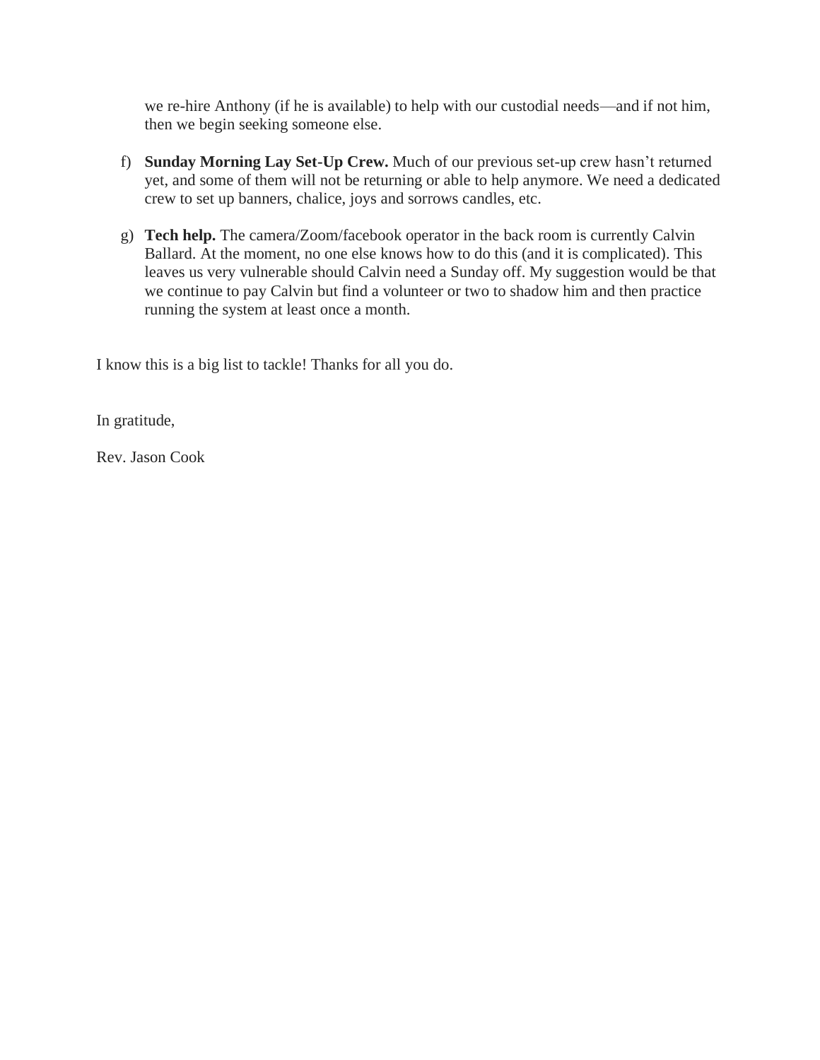we re-hire Anthony (if he is available) to help with our custodial needs—and if not him, then we begin seeking someone else.

f) **Sunday Morning Lay Set-Up Crew.** Much of our previous set-up crew hasn't returned yet, and some of them will not be returning or able to help anymore. We need a dedicated crew to set up banners, chalice, joys and sorrows candles, etc.

g) **Tech help.** The camera/Zoom/facebook operator in the back room is currently Calvin Ballard. At the moment, no one else knows how to do this (and it is complicated). This leaves us very vulnerable should Calvin need a Sunday off. My suggestion would be that we continue to pay Calvin but find a volunteer or two to shadow him and then practice running the system at least once a month.

I know this is a big list to tackle! Thanks for all you do.

In gratitude,

Rev. Jason Cook